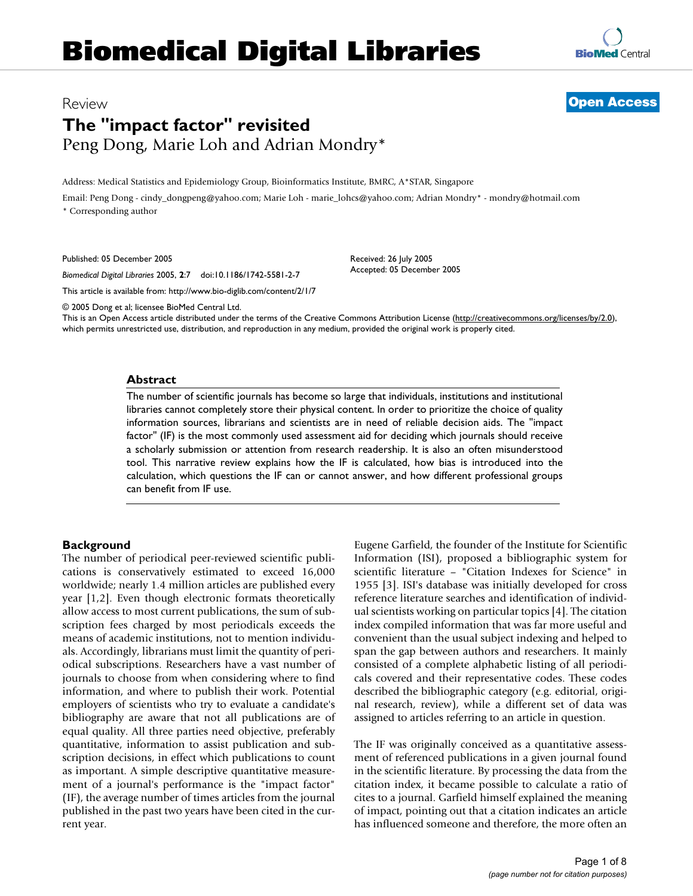# Biomedical Digital Libraries

Review

**Open Access**

# The "impact factor" revisited

Peng Dong, Marie Loh and Adrian Mondry*

Address: Medical Statistics and Epidemiology Group, Bioinformatics Institute, BMRC, A*STAR, Singapore

Email: Peng Dong - cindy_dongpeng@yahoo.com; Marie Loh - marie_lohcs@yahoo.com; Adrian Mondry* - mondry@hotmail.com

* Corresponding author

Published: 05 December 2005

*Biomedical Digital Libraries* 2005, **2**:7 doi:10.1186/1742-5581-2-7

Received: 26 July 2005
Accepted: 05 December 2005

This article is available from: http://www.bio-diglib.com/content/2/1/7

© 2005 Dong et al; licensee BioMed Central Ltd.
This is an Open Access article distributed under the terms of the Creative Commons Attribution License (http://creativecommons.org/licenses/by/2.0), which permits unrestricted use, distribution, and reproduction in any medium, provided the original work is properly cited.

## Abstract

The number of scientific journals has become so large that individuals, institutions and institutional libraries cannot completely store their physical content. In order to prioritize the choice of quality information sources, librarians and scientists are in need of reliable decision aids. The "impact factor" (IF) is the most commonly used assessment aid for deciding which journals should receive a scholarly submission or attention from research readership. It is also an often misunderstood tool. This narrative review explains how the IF is calculated, how bias is introduced into the calculation, which questions the IF can or cannot answer, and how different professional groups can benefit from IF use.

## Background

The number of periodical peer-reviewed scientific publications is conservatively estimated to exceed 16,000 worldwide; nearly 1.4 million articles are published every year [1,2]. Even though electronic formats theoretically allow access to most current publications, the sum of subscription fees charged by most periodicals exceeds the means of academic institutions, not to mention individuals. Accordingly, librarians must limit the quantity of periodical subscriptions. Researchers have a vast number of journals to choose from when considering where to find information, and where to publish their work. Potential employers of scientists who try to evaluate a candidate's bibliography are aware that not all publications are of equal quality. All three parties need objective, preferably quantitative, information to assist publication and subscription decisions, in effect which publications to count as important. A simple descriptive quantitative measurement of a journal's performance is the "impact factor" (IF), the average number of times articles from the journal published in the past two years have been cited in the current year.

Eugene Garfield, the founder of the Institute for Scientific Information (ISI), proposed a bibliographic system for scientific literature – "Citation Indexes for Science" in 1955 [3]. ISI's database was initially developed for cross reference literature searches and identification of individual scientists working on particular topics [4]. The citation index compiled information that was far more useful and convenient than the usual subject indexing and helped to span the gap between authors and researchers. It mainly consisted of a complete alphabetic listing of all periodicals covered and their representative codes. These codes described the bibliographic category (e.g. editorial, original research, review), while a different set of data was assigned to articles referring to an article in question.

The IF was originally conceived as a quantitative assessment of referenced publications in a given journal found in the scientific literature. By processing the data from the citation index, it became possible to calculate a ratio of cites to a journal. Garfield himself explained the meaning of impact, pointing out that a citation indicates an article has influenced someone and therefore, the more often an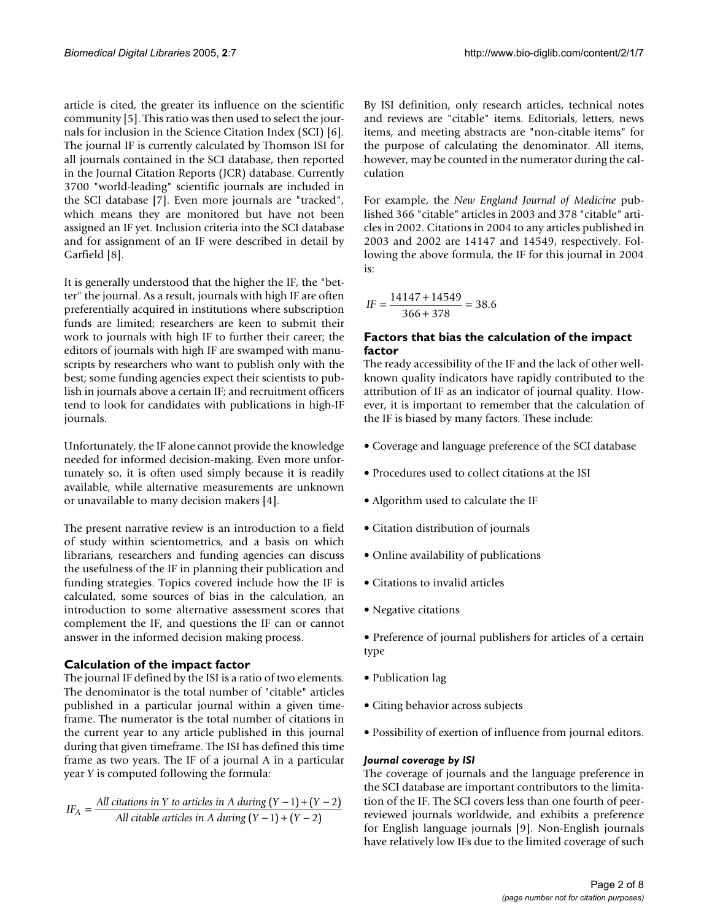article is cited, the greater its influence on the scientific community [5]. This ratio was then used to select the journals for inclusion in the Science Citation Index (SCI) [6]. The journal IF is currently calculated by Thomson ISI for all journals contained in the SCI database, then reported in the Journal Citation Reports (JCR) database. Currently 3700 "world-leading" scientific journals are included in the SCI database [7]. Even more journals are "tracked", which means they are monitored but have not been assigned an IF yet. Inclusion criteria into the SCI database and for assignment of an IF were described in detail by Garfield [8].

It is generally understood that the higher the IF, the "better" the journal. As a result, journals with high IF are often preferentially acquired in institutions where subscription funds are limited; researchers are keen to submit their work to journals with high IF to further their career; the editors of journals with high IF are swamped with manuscripts by researchers who want to publish only with the best; some funding agencies expect their scientists to publish in journals above a certain IF; and recruitment officers tend to look for candidates with publications in high-IF journals.

Unfortunately, the IF alone cannot provide the knowledge needed for informed decision-making. Even more unfortunately so, it is often used simply because it is readily available, while alternative measurements are unknown or unavailable to many decision makers [4].

The present narrative review is an introduction to a field of study within scientometrics, and a basis on which librarians, researchers and funding agencies can discuss the usefulness of the IF in planning their publication and funding strategies. Topics covered include how the IF is calculated, some sources of bias in the calculation, an introduction to some alternative assessment scores that complement the IF, and questions the IF can or cannot answer in the informed decision making process.

## Calculation of the impact factor

The journal IF defined by the ISI is a ratio of two elements. The denominator is the total number of "citable" articles published in a particular journal within a given timeframe. The numerator is the total number of citations in the current year to any article published in this journal during that given timeframe. The ISI has defined this time frame as two years. The IF of a journal A in a particular year *Y* is computed following the formula:

$$IF_A = \frac{\textit{All citations in Y to articles in A during } (Y-1)+(Y-2)}{\textit{All citable articles in A during } (Y-1)+(Y-2)}$$

By ISI definition, only research articles, technical notes and reviews are "citable" items. Editorials, letters, news items, and meeting abstracts are "non-citable items" for the purpose of calculating the denominator. All items, however, may be counted in the numerator during the calculation

For example, the *New England Journal of Medicine* published 366 "citable" articles in 2003 and 378 "citable" articles in 2002. Citations in 2004 to any articles published in 2003 and 2002 are 14147 and 14549, respectively. Following the above formula, the IF for this journal in 2004 is:

$$IF = \frac{14147+14549}{366+378} = 38.6$$

## Factors that bias the calculation of the impact factor

The ready accessibility of the IF and the lack of other well-known quality indicators have rapidly contributed to the attribution of IF as an indicator of journal quality. However, it is important to remember that the calculation of the IF is biased by many factors. These include:

- Coverage and language preference of the SCI database
- Procedures used to collect citations at the ISI
- Algorithm used to calculate the IF
- Citation distribution of journals
- Online availability of publications
- Citations to invalid articles
- Negative citations
- Preference of journal publishers for articles of a certain type
- Publication lag
- Citing behavior across subjects
- Possibility of exertion of influence from journal editors.

### *Journal coverage by ISI*

The coverage of journals and the language preference in the SCI database are important contributors to the limitation of the IF. The SCI covers less than one fourth of peer-reviewed journals worldwide, and exhibits a preference for English language journals [9]. Non-English journals have relatively low IFs due to the limited coverage of such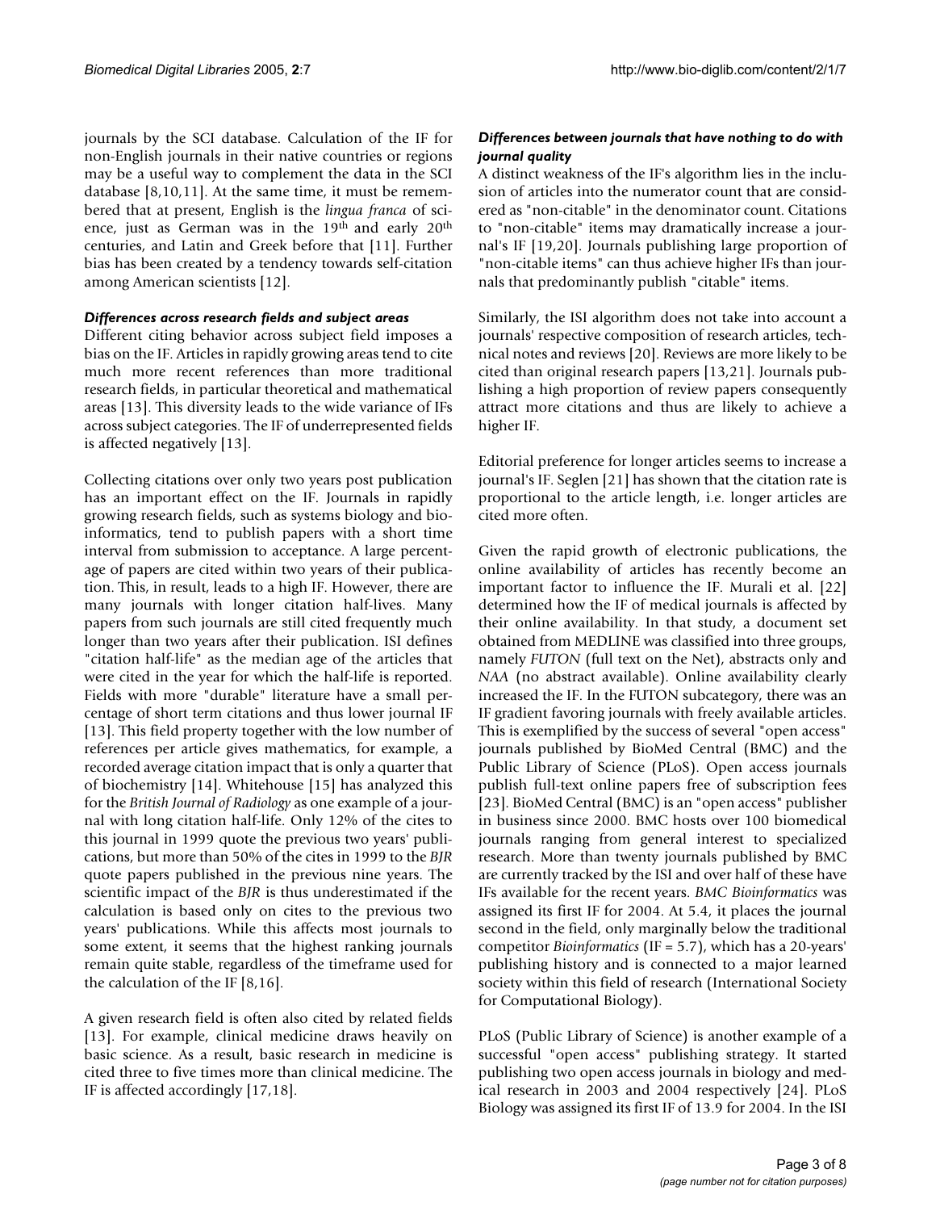journals by the SCI database. Calculation of the IF for non-English journals in their native countries or regions may be a useful way to complement the data in the SCI database [8,10,11]. At the same time, it must be remembered that at present, English is the *lingua franca* of science, just as German was in the 19th and early 20th centuries, and Latin and Greek before that [11]. Further bias has been created by a tendency towards self-citation among American scientists [12].

### *Differences across research fields and subject areas*

Different citing behavior across subject field imposes a bias on the IF. Articles in rapidly growing areas tend to cite much more recent references than more traditional research fields, in particular theoretical and mathematical areas [13]. This diversity leads to the wide variance of IFs across subject categories. The IF of underrepresented fields is affected negatively [13].

Collecting citations over only two years post publication has an important effect on the IF. Journals in rapidly growing research fields, such as systems biology and bioinformatics, tend to publish papers with a short time interval from submission to acceptance. A large percentage of papers are cited within two years of their publication. This, in result, leads to a high IF. However, there are many journals with longer citation half-lives. Many papers from such journals are still cited frequently much longer than two years after their publication. ISI defines "citation half-life" as the median age of the articles that were cited in the year for which the half-life is reported. Fields with more "durable" literature have a small percentage of short term citations and thus lower journal IF [13]. This field property together with the low number of references per article gives mathematics, for example, a recorded average citation impact that is only a quarter that of biochemistry [14]. Whitehouse [15] has analyzed this for the *British Journal of Radiology* as one example of a journal with long citation half-life. Only 12% of the cites to this journal in 1999 quote the previous two years' publications, but more than 50% of the cites in 1999 to the *BJR* quote papers published in the previous nine years. The scientific impact of the *BJR* is thus underestimated if the calculation is based only on cites to the previous two years' publications. While this affects most journals to some extent, it seems that the highest ranking journals remain quite stable, regardless of the timeframe used for the calculation of the IF [8,16].

A given research field is often also cited by related fields [13]. For example, clinical medicine draws heavily on basic science. As a result, basic research in medicine is cited three to five times more than clinical medicine. The IF is affected accordingly [17,18].

### *Differences between journals that have nothing to do with journal quality*

A distinct weakness of the IF's algorithm lies in the inclusion of articles into the numerator count that are considered as "non-citable" in the denominator count. Citations to "non-citable" items may dramatically increase a journal's IF [19,20]. Journals publishing large proportion of "non-citable items" can thus achieve higher IFs than journals that predominantly publish "citable" items.

Similarly, the ISI algorithm does not take into account a journals' respective composition of research articles, technical notes and reviews [20]. Reviews are more likely to be cited than original research papers [13,21]. Journals publishing a high proportion of review papers consequently attract more citations and thus are likely to achieve a higher IF.

Editorial preference for longer articles seems to increase a journal's IF. Seglen [21] has shown that the citation rate is proportional to the article length, i.e. longer articles are cited more often.

Given the rapid growth of electronic publications, the online availability of articles has recently become an important factor to influence the IF. Murali et al. [22] determined how the IF of medical journals is affected by their online availability. In that study, a document set obtained from MEDLINE was classified into three groups, namely *FUTON* (full text on the Net), abstracts only and *NAA* (no abstract available). Online availability clearly increased the IF. In the FUTON subcategory, there was an IF gradient favoring journals with freely available articles. This is exemplified by the success of several "open access" journals published by BioMed Central (BMC) and the Public Library of Science (PLoS). Open access journals publish full-text online papers free of subscription fees [23]. BioMed Central (BMC) is an "open access" publisher in business since 2000. BMC hosts over 100 biomedical journals ranging from general interest to specialized research. More than twenty journals published by BMC are currently tracked by the ISI and over half of these have IFs available for the recent years. *BMC Bioinformatics* was assigned its first IF for 2004. At 5.4, it places the journal second in the field, only marginally below the traditional competitor *Bioinformatics* (IF = 5.7), which has a 20-years' publishing history and is connected to a major learned society within this field of research (International Society for Computational Biology).

PLoS (Public Library of Science) is another example of a successful "open access" publishing strategy. It started publishing two open access journals in biology and medical research in 2003 and 2004 respectively [24]. PLoS Biology was assigned its first IF of 13.9 for 2004. In the ISI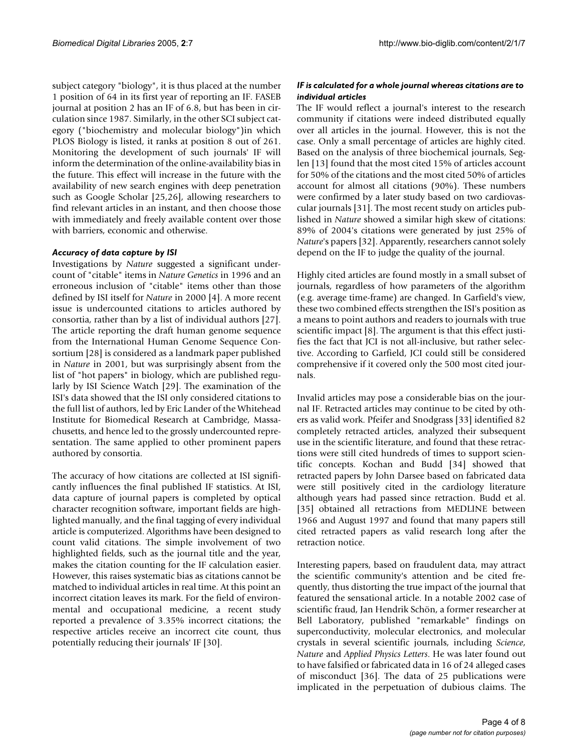subject category "biology", it is thus placed at the number 1 position of 64 in its first year of reporting an IF. FASEB journal at position 2 has an IF of 6.8, but has been in circulation since 1987. Similarly, in the other SCI subject category ("biochemistry and molecular biology")in which PLOS Biology is listed, it ranks at position 8 out of 261. Monitoring the development of such journals' IF will inform the determination of the online-availability bias in the future. This effect will increase in the future with the availability of new search engines with deep penetration such as Google Scholar [25,26], allowing researchers to find relevant articles in an instant, and then choose those with immediately and freely available content over those with barriers, economic and otherwise.

### *Accuracy of data capture by ISI*

Investigations by *Nature* suggested a significant undercount of "citable" items in *Nature Genetics* in 1996 and an erroneous inclusion of "citable" items other than those defined by ISI itself for *Nature* in 2000 [4]. A more recent issue is undercounted citations to articles authored by consortia, rather than by a list of individual authors [27]. The article reporting the draft human genome sequence from the International Human Genome Sequence Consortium [28] is considered as a landmark paper published in *Nature* in 2001, but was surprisingly absent from the list of "hot papers" in biology, which are published regularly by ISI Science Watch [29]. The examination of the ISI's data showed that the ISI only considered citations to the full list of authors, led by Eric Lander of the Whitehead Institute for Biomedical Research at Cambridge, Massachusetts, and hence led to the grossly undercounted representation. The same applied to other prominent papers authored by consortia.

The accuracy of how citations are collected at ISI significantly influences the final published IF statistics. At ISI, data capture of journal papers is completed by optical character recognition software, important fields are highlighted manually, and the final tagging of every individual article is computerized. Algorithms have been designed to count valid citations. The simple involvement of two highlighted fields, such as the journal title and the year, makes the citation counting for the IF calculation easier. However, this raises systematic bias as citations cannot be matched to individual articles in real time. At this point an incorrect citation leaves its mark. For the field of environmental and occupational medicine, a recent study reported a prevalence of 3.35% incorrect citations; the respective articles receive an incorrect cite count, thus potentially reducing their journals' IF [30].

### *IF is calculated for a whole journal whereas citations are to individual articles*

The IF would reflect a journal's interest to the research community if citations were indeed distributed equally over all articles in the journal. However, this is not the case. Only a small percentage of articles are highly cited. Based on the analysis of three biochemical journals, Seglen [13] found that the most cited 15% of articles account for 50% of the citations and the most cited 50% of articles account for almost all citations (90%). These numbers were confirmed by a later study based on two cardiovascular journals [31]. The most recent study on articles published in *Nature* showed a similar high skew of citations: 89% of 2004's citations were generated by just 25% of *Nature*'s papers [32]. Apparently, researchers cannot solely depend on the IF to judge the quality of the journal.

Highly cited articles are found mostly in a small subset of journals, regardless of how parameters of the algorithm (e.g. average time-frame) are changed. In Garfield's view, these two combined effects strengthen the ISI's position as a means to point authors and readers to journals with true scientific impact [8]. The argument is that this effect justifies the fact that JCI is not all-inclusive, but rather selective. According to Garfield, JCI could still be considered comprehensive if it covered only the 500 most cited journals.

Invalid articles may pose a considerable bias on the journal IF. Retracted articles may continue to be cited by others as valid work. Pfeifer and Snodgrass [33] identified 82 completely retracted articles, analyzed their subsequent use in the scientific literature, and found that these retractions were still cited hundreds of times to support scientific concepts. Kochan and Budd [34] showed that retracted papers by John Darsee based on fabricated data were still positively cited in the cardiology literature although years had passed since retraction. Budd et al. [35] obtained all retractions from MEDLINE between 1966 and August 1997 and found that many papers still cited retracted papers as valid research long after the retraction notice.

Interesting papers, based on fraudulent data, may attract the scientific community's attention and be cited frequently, thus distorting the true impact of the journal that featured the sensational article. In a notable 2002 case of scientific fraud, Jan Hendrik Schön, a former researcher at Bell Laboratory, published "remarkable" findings on superconductivity, molecular electronics, and molecular crystals in several scientific journals, including *Science*, *Nature* and *Applied Physics Letters*. He was later found out to have falsified or fabricated data in 16 of 24 alleged cases of misconduct [36]. The data of 25 publications were implicated in the perpetuation of dubious claims. The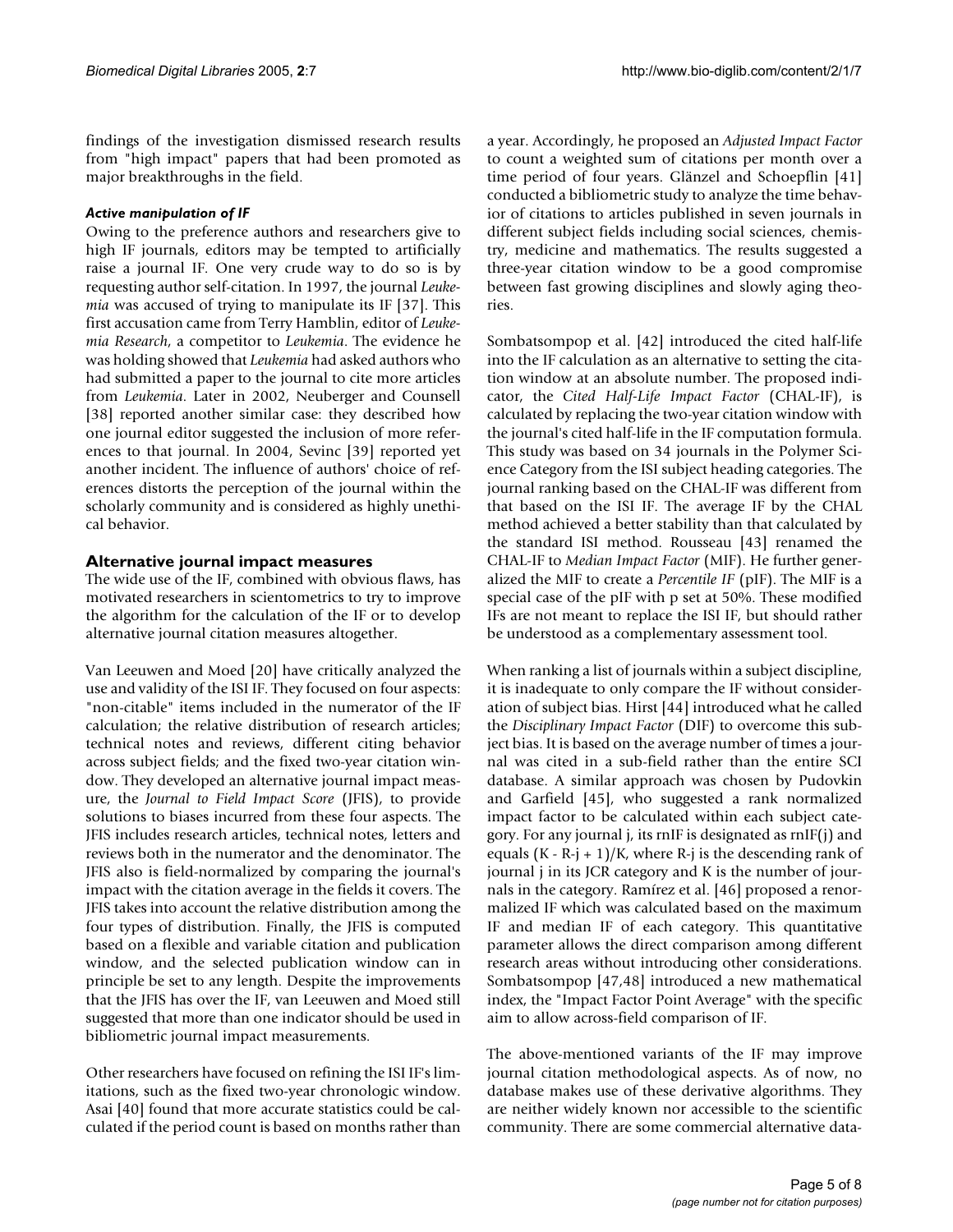findings of the investigation dismissed research results from "high impact" papers that had been promoted as major breakthroughs in the field.

#### *Active manipulation of IF*

Owing to the preference authors and researchers give to high IF journals, editors may be tempted to artificially raise a journal IF. One very crude way to do so is by requesting author self-citation. In 1997, the journal *Leukemia* was accused of trying to manipulate its IF [37]. This first accusation came from Terry Hamblin, editor of *Leukemia Research*, a competitor to *Leukemia*. The evidence he was holding showed that *Leukemia* had asked authors who had submitted a paper to the journal to cite more articles from *Leukemia*. Later in 2002, Neuberger and Counsell [38] reported another similar case: they described how one journal editor suggested the inclusion of more references to that journal. In 2004, Sevinc [39] reported yet another incident. The influence of authors' choice of references distorts the perception of the journal within the scholarly community and is considered as highly unethical behavior.

### Alternative journal impact measures

The wide use of the IF, combined with obvious flaws, has motivated researchers in scientometrics to try to improve the algorithm for the calculation of the IF or to develop alternative journal citation measures altogether.

Van Leeuwen and Moed [20] have critically analyzed the use and validity of the ISI IF. They focused on four aspects: "non-citable" items included in the numerator of the IF calculation; the relative distribution of research articles; technical notes and reviews, different citing behavior across subject fields; and the fixed two-year citation window. They developed an alternative journal impact measure, the *Journal to Field Impact Score* (JFIS), to provide solutions to biases incurred from these four aspects. The JFIS includes research articles, technical notes, letters and reviews both in the numerator and the denominator. The JFIS also is field-normalized by comparing the journal's impact with the citation average in the fields it covers. The JFIS takes into account the relative distribution among the four types of distribution. Finally, the JFIS is computed based on a flexible and variable citation and publication window, and the selected publication window can in principle be set to any length. Despite the improvements that the JFIS has over the IF, van Leeuwen and Moed still suggested that more than one indicator should be used in bibliometric journal impact measurements.

Other researchers have focused on refining the ISI IF's limitations, such as the fixed two-year chronologic window. Asai [40] found that more accurate statistics could be calculated if the period count is based on months rather than a year. Accordingly, he proposed an *Adjusted Impact Factor* to count a weighted sum of citations per month over a time period of four years. Glänzel and Schoepflin [41] conducted a bibliometric study to analyze the time behavior of citations to articles published in seven journals in different subject fields including social sciences, chemistry, medicine and mathematics. The results suggested a three-year citation window to be a good compromise between fast growing disciplines and slowly aging theories.

Sombatsompop et al. [42] introduced the cited half-life into the IF calculation as an alternative to setting the citation window at an absolute number. The proposed indicator, the *Cited Half-Life Impact Factor* (CHAL-IF), is calculated by replacing the two-year citation window with the journal's cited half-life in the IF computation formula. This study was based on 34 journals in the Polymer Science Category from the ISI subject heading categories. The journal ranking based on the CHAL-IF was different from that based on the ISI IF. The average IF by the CHAL method achieved a better stability than that calculated by the standard ISI method. Rousseau [43] renamed the CHAL-IF to *Median Impact Factor* (MIF). He further generalized the MIF to create a *Percentile IF* (pIF). The MIF is a special case of the pIF with p set at 50%. These modified IFs are not meant to replace the ISI IF, but should rather be understood as a complementary assessment tool.

When ranking a list of journals within a subject discipline, it is inadequate to only compare the IF without consideration of subject bias. Hirst [44] introduced what he called the *Disciplinary Impact Factor* (DIF) to overcome this subject bias. It is based on the average number of times a journal was cited in a sub-field rather than the entire SCI database. A similar approach was chosen by Pudovkin and Garfield [45], who suggested a rank normalized impact factor to be calculated within each subject category. For any journal j, its rnIF is designated as rnIF(j) and equals $(K - R\text{-}j + 1)/K$, where R-j is the descending rank of journal j in its JCR category and K is the number of journals in the category. Ramírez et al. [46] proposed a renormalized IF which was calculated based on the maximum IF and median IF of each category. This quantitative parameter allows the direct comparison among different research areas without introducing other considerations. Sombatsompop [47,48] introduced a new mathematical index, the "Impact Factor Point Average" with the specific aim to allow across-field comparison of IF.

The above-mentioned variants of the IF may improve journal citation methodological aspects. As of now, no database makes use of these derivative algorithms. They are neither widely known nor accessible to the scientific community. There are some commercial alternative data-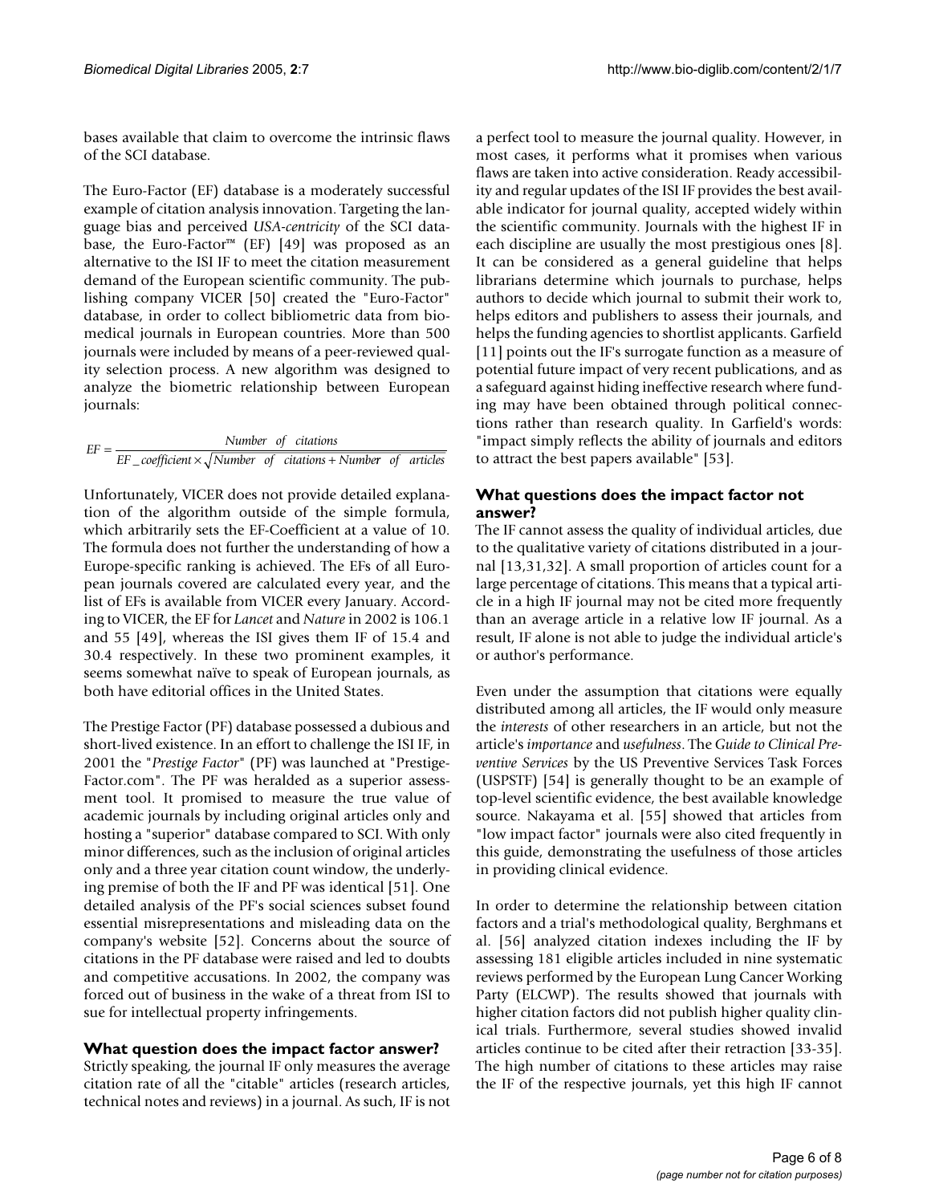bases available that claim to overcome the intrinsic flaws of the SCI database.

The Euro-Factor (EF) database is a moderately successful example of citation analysis innovation. Targeting the language bias and perceived *USA-centricity* of the SCI database, the Euro-Factor™ (EF) [49] was proposed as an alternative to the ISI IF to meet the citation measurement demand of the European scientific community. The publishing company VICER [50] created the "Euro-Factor" database, in order to collect bibliometric data from biomedical journals in European countries. More than 500 journals were included by means of a peer-reviewed quality selection process. A new algorithm was designed to analyze the biometric relationship between European journals:

$$EF = \frac{Number \quad of \quad citations}{EF\_coefficient \times \sqrt{Number \quad of \quad citations + Number \quad of \quad articles}}$$

Unfortunately, VICER does not provide detailed explanation of the algorithm outside of the simple formula, which arbitrarily sets the EF-Coefficient at a value of 10. The formula does not further the understanding of how a Europe-specific ranking is achieved. The EFs of all European journals covered are calculated every year, and the list of EFs is available from VICER every January. According to VICER, the EF for *Lancet* and *Nature* in 2002 is 106.1 and 55 [49], whereas the ISI gives them IF of 15.4 and 30.4 respectively. In these two prominent examples, it seems somewhat naïve to speak of European journals, as both have editorial offices in the United States.

The Prestige Factor (PF) database possessed a dubious and short-lived existence. In an effort to challenge the ISI IF, in 2001 the "*Prestige Factor*" (PF) was launched at "Prestige-Factor.com". The PF was heralded as a superior assessment tool. It promised to measure the true value of academic journals by including original articles only and hosting a "superior" database compared to SCI. With only minor differences, such as the inclusion of original articles only and a three year citation count window, the underlying premise of both the IF and PF was identical [51]. One detailed analysis of the PF's social sciences subset found essential misrepresentations and misleading data on the company's website [52]. Concerns about the source of citations in the PF database were raised and led to doubts and competitive accusations. In 2002, the company was forced out of business in the wake of a threat from ISI to sue for intellectual property infringements.

### What question does the impact factor answer?

Strictly speaking, the journal IF only measures the average citation rate of all the "citable" articles (research articles, technical notes and reviews) in a journal. As such, IF is not a perfect tool to measure the journal quality. However, in most cases, it performs what it promises when various flaws are taken into active consideration. Ready accessibility and regular updates of the ISI IF provides the best available indicator for journal quality, accepted widely within the scientific community. Journals with the highest IF in each discipline are usually the most prestigious ones [8]. It can be considered as a general guideline that helps librarians determine which journals to purchase, helps authors to decide which journal to submit their work to, helps editors and publishers to assess their journals, and helps the funding agencies to shortlist applicants. Garfield [11] points out the IF's surrogate function as a measure of potential future impact of very recent publications, and as a safeguard against hiding ineffective research where funding may have been obtained through political connections rather than research quality. In Garfield's words: "impact simply reflects the ability of journals and editors to attract the best papers available" [53].

### What questions does the impact factor not answer?

The IF cannot assess the quality of individual articles, due to the qualitative variety of citations distributed in a journal [13,31,32]. A small proportion of articles count for a large percentage of citations. This means that a typical article in a high IF journal may not be cited more frequently than an average article in a relative low IF journal. As a result, IF alone is not able to judge the individual article's or author's performance.

Even under the assumption that citations were equally distributed among all articles, the IF would only measure the *interests* of other researchers in an article, but not the article's *importance* and *usefulness*. The *Guide to Clinical Preventive Services* by the US Preventive Services Task Forces (USPSTF) [54] is generally thought to be an example of top-level scientific evidence, the best available knowledge source. Nakayama et al. [55] showed that articles from "low impact factor" journals were also cited frequently in this guide, demonstrating the usefulness of those articles in providing clinical evidence.

In order to determine the relationship between citation factors and a trial's methodological quality, Berghmans et al. [56] analyzed citation indexes including the IF by assessing 181 eligible articles included in nine systematic reviews performed by the European Lung Cancer Working Party (ELCWP). The results showed that journals with higher citation factors did not publish higher quality clinical trials. Furthermore, several studies showed invalid articles continue to be cited after their retraction [33-35]. The high number of citations to these articles may raise the IF of the respective journals, yet this high IF cannot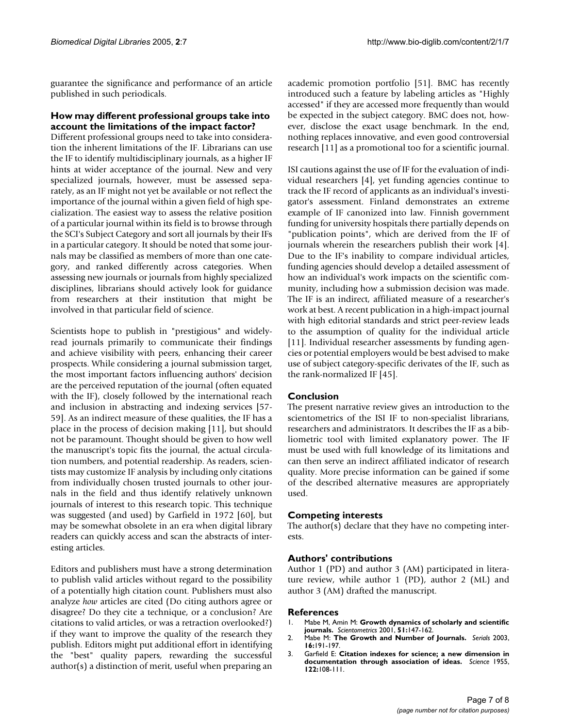guarantee the significance and performance of an article published in such periodicals.

### How may different professional groups take into account the limitations of the impact factor?

Different professional groups need to take into consideration the inherent limitations of the IF. Librarians can use the IF to identify multidisciplinary journals, as a higher IF hints at wider acceptance of the journal. New and very specialized journals, however, must be assessed separately, as an IF might not yet be available or not reflect the importance of the journal within a given field of high specialization. The easiest way to assess the relative position of a particular journal within its field is to browse through the SCI's Subject Category and sort all journals by their IFs in a particular category. It should be noted that some journals may be classified as members of more than one category, and ranked differently across categories. When assessing new journals or journals from highly specialized disciplines, librarians should actively look for guidance from researchers at their institution that might be involved in that particular field of science.

Scientists hope to publish in "prestigious" and widely-read journals primarily to communicate their findings and achieve visibility with peers, enhancing their career prospects. While considering a journal submission target, the most important factors influencing authors' decision are the perceived reputation of the journal (often equated with the IF), closely followed by the international reach and inclusion in abstracting and indexing services [57-59]. As an indirect measure of these qualities, the IF has a place in the process of decision making [11], but should not be paramount. Thought should be given to how well the manuscript's topic fits the journal, the actual circulation numbers, and potential readership. As readers, scientists may customize IF analysis by including only citations from individually chosen trusted journals to other journals in the field and thus identify relatively unknown journals of interest to this research topic. This technique was suggested (and used) by Garfield in 1972 [60], but may be somewhat obsolete in an era when digital library readers can quickly access and scan the abstracts of interesting articles.

Editors and publishers must have a strong determination to publish valid articles without regard to the possibility of a potentially high citation count. Publishers must also analyze *how* articles are cited (Do citing authors agree or disagree? Do they cite a technique, or a conclusion? Are citations to valid articles, or was a retraction overlooked?) if they want to improve the quality of the research they publish. Editors might put additional effort in identifying the "best" quality papers, rewarding the successful author(s) a distinction of merit, useful when preparing an academic promotion portfolio [51]. BMC has recently introduced such a feature by labeling articles as "Highly accessed" if they are accessed more frequently than would be expected in the subject category. BMC does not, however, disclose the exact usage benchmark. In the end, nothing replaces innovative, and even good controversial research [11] as a promotional too for a scientific journal.

ISI cautions against the use of IF for the evaluation of individual researchers [4], yet funding agencies continue to track the IF record of applicants as an individual's investigator's assessment. Finland demonstrates an extreme example of IF canonized into law. Finnish government funding for university hospitals there partially depends on "publication points", which are derived from the IF of journals wherein the researchers publish their work [4]. Due to the IF's inability to compare individual articles, funding agencies should develop a detailed assessment of how an individual's work impacts on the scientific community, including how a submission decision was made. The IF is an indirect, affiliated measure of a researcher's work at best. A recent publication in a high-impact journal with high editorial standards and strict peer-review leads to the assumption of quality for the individual article [11]. Individual researcher assessments by funding agencies or potential employers would be best advised to make use of subject category-specific derivates of the IF, such as the rank-normalized IF [45].

## Conclusion

The present narrative review gives an introduction to the scientometrics of the ISI IF to non-specialist librarians, researchers and administrators. It describes the IF as a bibliometric tool with limited explanatory power. The IF must be used with full knowledge of its limitations and can then serve an indirect affiliated indicator of research quality. More precise information can be gained if some of the described alternative measures are appropriately used.

## Competing interests

The author(s) declare that they have no competing interests.

## Authors' contributions

Author 1 (PD) and author 3 (AM) participated in literature review, while author 1 (PD), author 2 (ML) and author 3 (AM) drafted the manuscript.

## References

1. Mabe M, Amin M: **Growth dynamics of scholarly and scientific journals.** *Scientometrics* 2001, **51:**147-162.
2. Mabe M: **The Growth and Number of Journals.** *Serials* 2003, **16:**191-197.
3. Garfield E: **Citation indexes for science; a new dimension in documentation through association of ideas.** *Science* 1955, **122:**108-111.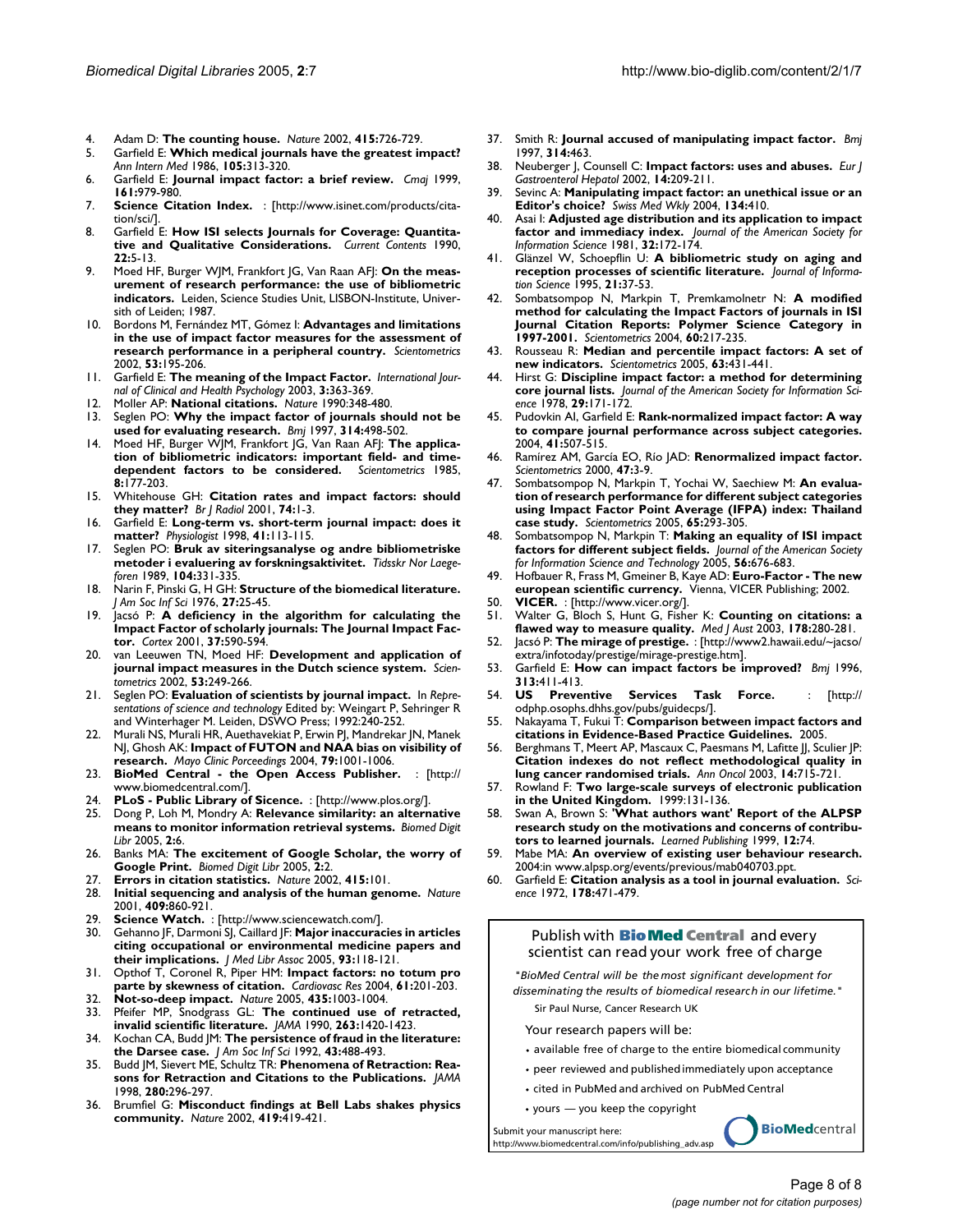4. Adam D: **The counting house.** *Nature* 2002, **415:**726-729.
5. Garfield E: **Which medical journals have the greatest impact?** *Ann Intern Med* 1986, **105:**313-320.
6. Garfield E: **Journal impact factor: a brief review.** *Cmaj* 1999, **161:**979-980.
7. **Science Citation Index.** : [http://www.isinet.com/products/citation/sci/].
8. Garfield E: **How ISI selects Journals for Coverage: Quantitative and Qualitative Considerations.** *Current Contents* 1990, **22:**5-13.
9. Moed HF, Burger WJM, Frankfort JG, Van Raan AFJ: **On the measurement of research performance: the use of bibliometric indicators.** Leiden, Science Studies Unit, LISBON-Institute, Universith of Leiden; 1987.
10. Bordons M, Fernández MT, Gómez I: **Advantages and limitations in the use of impact factor measures for the assessment of research performance in a peripheral country.** *Scientometrics* 2002, **53:**195-206.
11. Garfield E: **The meaning of the Impact Factor.** *International Journal of Clinical and Health Psychology* 2003, **3:**363-369.
12. Moller AP: **National citations.** *Nature* 1990:348-480.
13. Seglen PO: **Why the impact factor of journals should not be used for evaluating research.** *Bmj* 1997, **314:**498-502.
14. Moed HF, Burger WJM, Frankfort JG, Van Raan AFJ: **The application of bibliometric indicators: important field- and time-dependent factors to be considered.** *Scientometrics* 1985, **8:**177-203.
15. Whitehouse GH: **Citation rates and impact factors: should they matter?** *Br J Radiol* 2001, **74:**1-3.
16. Garfield E: **Long-term vs. short-term journal impact: does it matter?** *Physiologist* 1998, **41:**113-115.
17. Seglen PO: **Bruk av siteringsanalyse og andre bibliometriske metoder i evaluering av forskningsaktivitet.** *Tidsskr Nor Laegeforen* 1989, **104:**331-335.
18. Narin F, Pinski G, H GH: **Structure of the biomedical literature.** *J Am Soc Inf Sci* 1976, **27:**25-45.
19. Jacsó P: **A deficiency in the algorithm for calculating the Impact Factor of scholarly journals: The Journal Impact Factor.** *Cortex* 2001, **37:**590-594.
20. van Leeuwen TN, Moed HF: **Development and application of journal impact measures in the Dutch science system.** *Scientometrics* 2002, **53:**249-266.
21. Seglen PO: **Evaluation of scientists by journal impact.** In *Representations of science and technology* Edited by: Weingart P, Sehringer R and Winterhager M. Leiden, DSWO Press; 1992:240-252.
22. Murali NS, Murali HR, Auethavekiat P, Erwin PJ, Mandrekar JN, Manek NJ, Ghosh AK: **Impact of FUTON and NAA bias on visibility of research.** *Mayo Clinic Porceedings* 2004, **79:**1001-1006.
23. **BioMed Central - the Open Access Publisher.** : [http://www.biomedcentral.com/].
24. **PLoS - Public Library of Sicence.** : [http://www.plos.org/].
25. Dong P, Loh M, Mondry A: **Relevance similarity: an alternative means to monitor information retrieval systems.** *Biomed Digit Libr* 2005, **2:**6.
26. Banks MA: **The excitement of Google Scholar, the worry of Google Print.** *Biomed Digit Libr* 2005, **2:**2.
27. **Errors in citation statistics.** *Nature* 2002, **415:**101.
28. **Initial sequencing and analysis of the human genome.** *Nature* 2001, **409:**860-921.
29. **Science Watch.** : [http://www.sciencewatch.com/].
30. Gehanno JF, Darmoni SJ, Caillard JF: **Major inaccuracies in articles citing occupational or environmental medicine papers and their implications.** *J Med Libr Assoc* 2005, **93:**118-121.
31. Opthof T, Coronel R, Piper HM: **Impact factors: no totum pro parte by skewness of citation.** *Cardiovasc Res* 2004, **61:**201-203.
32. **Not-so-deep impact.** *Nature* 2005, **435:**1003-1004.
33. Pfeifer MP, Snodgrass GL: **The continued use of retracted, invalid scientific literature.** *JAMA* 1990, **263:**1420-1423.
34. Kochan CA, Budd JM: **The persistence of fraud in the literature: the Darsee case.** *J Am Soc Inf Sci* 1992, **43:**488-493.
35. Budd JM, Sievert ME, Schultz TR: **Phenomena of Retraction: Reasons for Retraction and Citations to the Publications.** *JAMA* 1998, **280:**296-297.
36. Brumfiel G: **Misconduct findings at Bell Labs shakes physics community.** *Nature* 2002, **419:**419-421.
37. Smith R: **Journal accused of manipulating impact factor.** *Bmj* 1997, **314:**463.
38. Neuberger J, Counsell C: **Impact factors: uses and abuses.** *Eur J Gastroenterol Hepatol* 2002, **14:**209-211.
39. Sevinc A: **Manipulating impact factor: an unethical issue or an Editor's choice?** *Swiss Med Wkly* 2004, **134:**410.
40. Asai I: **Adjusted age distribution and its application to impact factor and immediacy index.** *Journal of the American Society for Information Science* 1981, **32:**172-174.
41. Glänzel W, Schoepflin U: **A bibliometric study on aging and reception processes of scientific literature.** *Journal of Information Science* 1995, **21:**37-53.
42. Sombatsompop N, Markpin T, Premkamolnetr N: **A modified method for calculating the Impact Factors of journals in ISI Journal Citation Reports: Polymer Science Category in 1997-2001.** *Scientometrics* 2004, **60:**217-235.
43. Rousseau R: **Median and percentile impact factors: A set of new indicators.** *Scientometrics* 2005, **63:**431-441.
44. Hirst G: **Discipline impact factor: a method for determining core journal lists.** *Journal of the American Society for Information Science* 1978, **29:**171-172.
45. Pudovkin AI, Garfield E: **Rank-normalized impact factor: A way to compare journal performance across subject categories.** 2004, **41:**507-515.
46. Ramírez AM, García EO, Río JAD: **Renormalized impact factor.** *Scientometrics* 2000, **47:**3-9.
47. Sombatsompop N, Markpin T, Yochai W, Saechiew M: **An evaluation of research performance for different subject categories using Impact Factor Point Average (IFPA) index: Thailand case study.** *Scientometrics* 2005, **65:**293-305.
48. Sombatsompop N, Markpin T: **Making an equality of ISI impact factors for different subject fields.** *Journal of the American Society for Information Science and Technology* 2005, **56:**676-683.
49. Hofbauer R, Frass M, Gmeiner B, Kaye AD: **Euro-Factor - The new european scientific currency.** Vienna, VICER Publishing; 2002.
50. **VICER.** : [http://www.vicer.org/].
51. Walter G, Bloch S, Hunt G, Fisher K: **Counting on citations: a flawed way to measure quality.** *Med J Aust* 2003, **178:**280-281.
52. Jacsó P: **The mirage of prestige.** : [http://www2.hawaii.edu/~jacso/extra/infotoday/prestige/mirage-prestige.htm].
53. Garfield E: **How can impact factors be improved?** *Bmj* 1996, **313:**411-413.
54. **US Preventive Services Task Force.** : [http://odphp.osophs.dhhs.gov/pubs/guidecps/].
55. Nakayama T, Fukui T: **Comparison between impact factors and citations in Evidence-Based Practice Guidelines.** 2005.
56. Berghmans T, Meert AP, Mascaux C, Paesmans M, Lafitte JJ, Sculier JP: **Citation indexes do not reflect methodological quality in lung cancer randomised trials.** *Ann Oncol* 2003, **14:**715-721.
57. Rowland F: **Two large-scale surveys of electronic publication in the United Kingdom.** 1999:131-136.
58. Swan A, Brown S: **'What authors want' Report of the ALPSP research study on the motivations and concerns of contributors to learned journals.** *Learned Publishing* 1999, **12:**74.
59. Mabe MA: **An overview of existing user behaviour research.** 2004:in www.alpsp.org/events/previous/mab040703.ppt.
60. Garfield E: **Citation analysis as a tool in journal evaluation.** *Science* 1972, **178:**471-479.

Publish with **BioMed Central** and every scientist can read your work free of charge

*"BioMed Central will be the most significant development for disseminating the results of biomedical research in our lifetime."*

Sir Paul Nurse, Cancer Research UK

Your research papers will be:

- available free of charge to the entire biomedical community
- peer reviewed and published immediately upon acceptance
- cited in PubMed and archived on PubMed Central
- yours — you keep the copyright

Submit your manuscript here:
http://www.biomedcentral.com/info/publishing_adv.asp

BioMedcentral